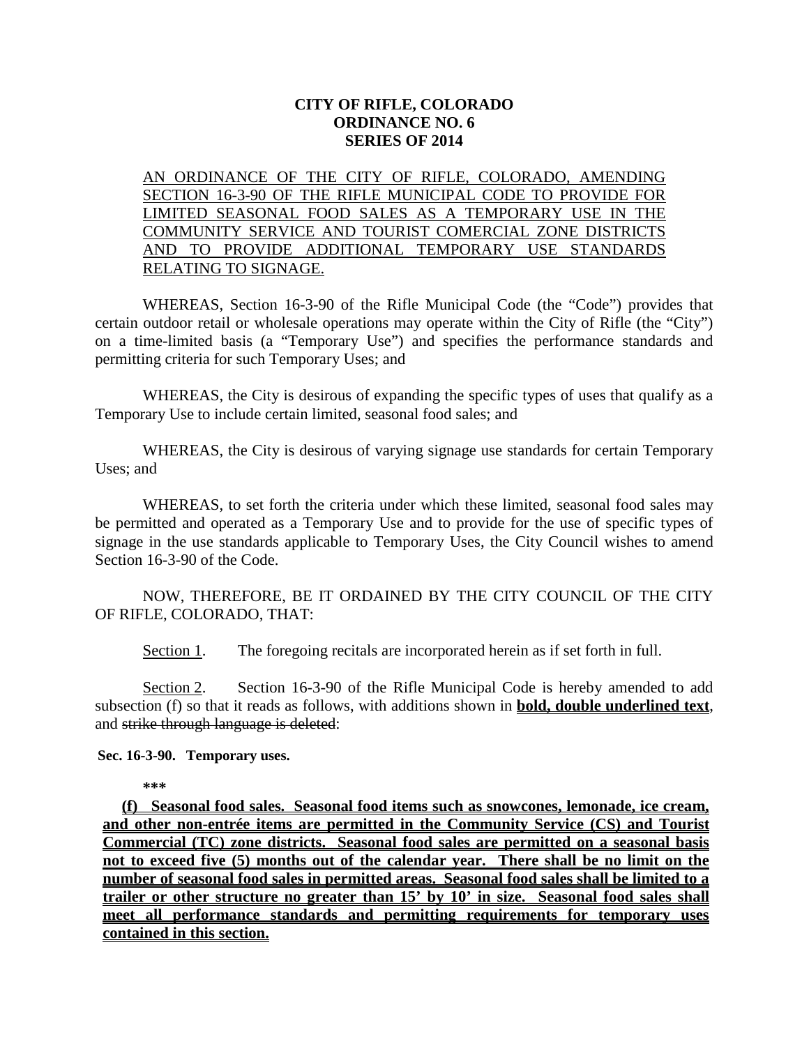**CITY OF RIFLE, COLORADO**
**ORDINANCE NO. 6**
**SERIES OF 2014**

AN ORDINANCE OF THE CITY OF RIFLE, COLORADO, AMENDING SECTION 16-3-90 OF THE RIFLE MUNICIPAL CODE TO PROVIDE FOR LIMITED SEASONAL FOOD SALES AS A TEMPORARY USE IN THE COMMUNITY SERVICE AND TOURIST COMERCIAL ZONE DISTRICTS AND TO PROVIDE ADDITIONAL TEMPORARY USE STANDARDS RELATING TO SIGNAGE.

WHEREAS, Section 16-3-90 of the Rifle Municipal Code (the "Code") provides that certain outdoor retail or wholesale operations may operate within the City of Rifle (the "City") on a time-limited basis (a "Temporary Use") and specifies the performance standards and permitting criteria for such Temporary Uses; and

WHEREAS, the City is desirous of expanding the specific types of uses that qualify as a Temporary Use to include certain limited, seasonal food sales; and

WHEREAS, the City is desirous of varying signage use standards for certain Temporary Uses; and

WHEREAS, to set forth the criteria under which these limited, seasonal food sales may be permitted and operated as a Temporary Use and to provide for the use of specific types of signage in the use standards applicable to Temporary Uses, the City Council wishes to amend Section 16-3-90 of the Code.

NOW, THEREFORE, BE IT ORDAINED BY THE CITY COUNCIL OF THE CITY OF RIFLE, COLORADO, THAT:

Section 1. The foregoing recitals are incorporated herein as if set forth in full.

Section 2. Section 16-3-90 of the Rifle Municipal Code is hereby amended to add subsection (f) so that it reads as follows, with additions shown in **bold, double underlined text**, and ~~strike through language is deleted~~:

**Sec. 16-3-90. Temporary uses.**

\*\*\*

**(f) Seasonal food sales. Seasonal food items such as snowcones, lemonade, ice cream, and other non-entrée items are permitted in the Community Service (CS) and Tourist Commercial (TC) zone districts. Seasonal food sales are permitted on a seasonal basis not to exceed five (5) months out of the calendar year. There shall be no limit on the number of seasonal food sales in permitted areas. Seasonal food sales shall be limited to a trailer or other structure no greater than 15' by 10' in size. Seasonal food sales shall meet all performance standards and permitting requirements for temporary uses contained in this section.**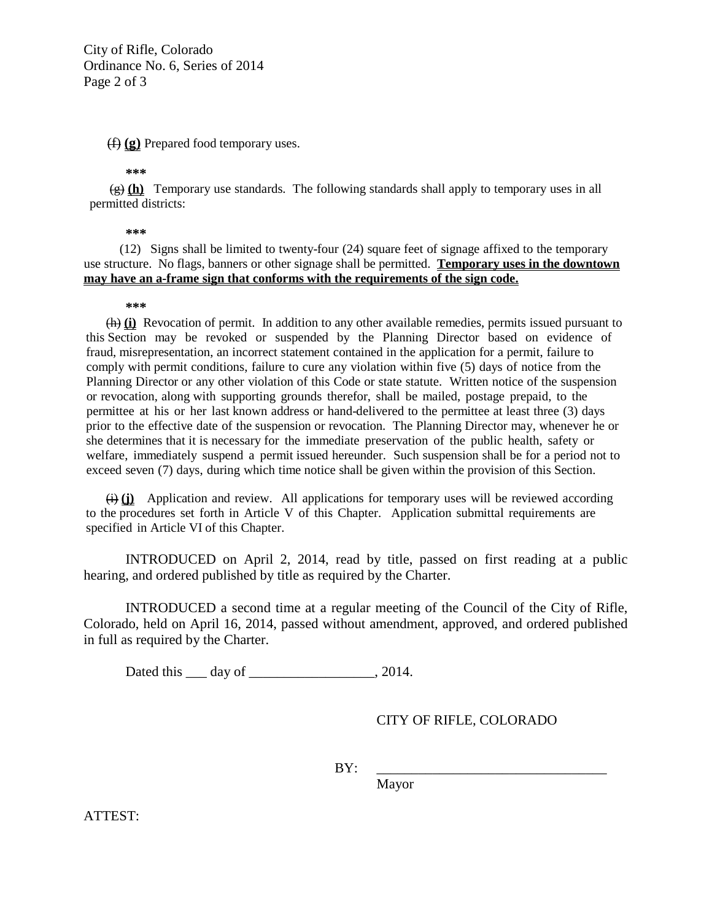~~(f)~~ **<u>(g)</u>** Prepared food temporary uses.

**\*\*\***

~~(g)~~ **<u>(h)</u>** Temporary use standards. The following standards shall apply to temporary uses in all permitted districts:

**\*\*\***

(12) Signs shall be limited to twenty-four (24) square feet of signage affixed to the temporary use structure. No flags, banners or other signage shall be permitted. **<u>Temporary uses in the downtown may have an a-frame sign that conforms with the requirements of the sign code.</u>**

**\*\*\***

~~(h)~~ **<u>(i)</u>** Revocation of permit. In addition to any other available remedies, permits issued pursuant to this Section may be revoked or suspended by the Planning Director based on evidence of fraud, misrepresentation, an incorrect statement contained in the application for a permit, failure to comply with permit conditions, failure to cure any violation within five (5) days of notice from the Planning Director or any other violation of this Code or state statute. Written notice of the suspension or revocation, along with supporting grounds therefor, shall be mailed, postage prepaid, to the permittee at his or her last known address or hand-delivered to the permittee at least three (3) days prior to the effective date of the suspension or revocation. The Planning Director may, whenever he or she determines that it is necessary for the immediate preservation of the public health, safety or welfare, immediately suspend a permit issued hereunder. Such suspension shall be for a period not to exceed seven (7) days, during which time notice shall be given within the provision of this Section.

~~(i)~~ **<u>(j)</u>** Application and review. All applications for temporary uses will be reviewed according to the procedures set forth in Article V of this Chapter. Application submittal requirements are specified in Article VI of this Chapter.

INTRODUCED on April 2, 2014, read by title, passed on first reading at a public hearing, and ordered published by title as required by the Charter.

INTRODUCED a second time at a regular meeting of the Council of the City of Rifle, Colorado, held on April 16, 2014, passed without amendment, approved, and ordered published in full as required by the Charter.

Dated this ___ day of __________________, 2014.

CITY OF RIFLE, COLORADO

BY: _________________________________
Mayor

ATTEST: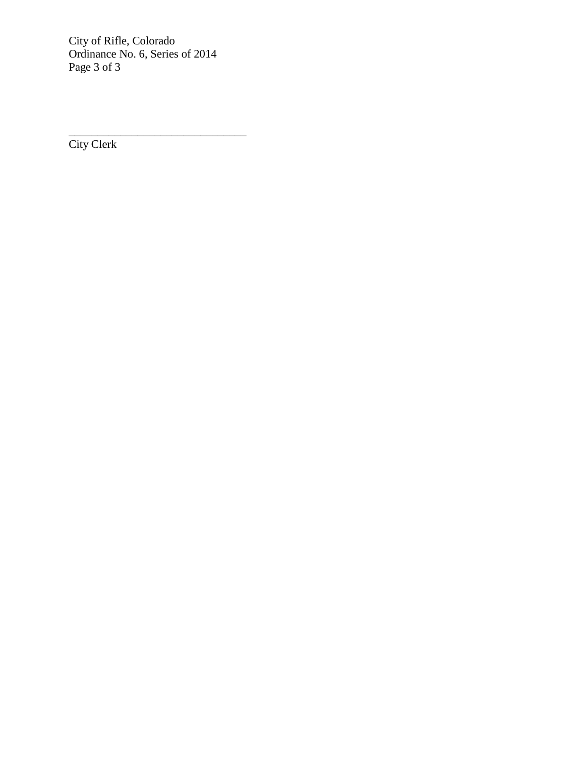\_\_\_\_\_\_\_\_\_\_\_\_\_\_\_\_\_\_\_\_\_\_\_\_\_\_\_\_\_\_\_\_

City Clerk